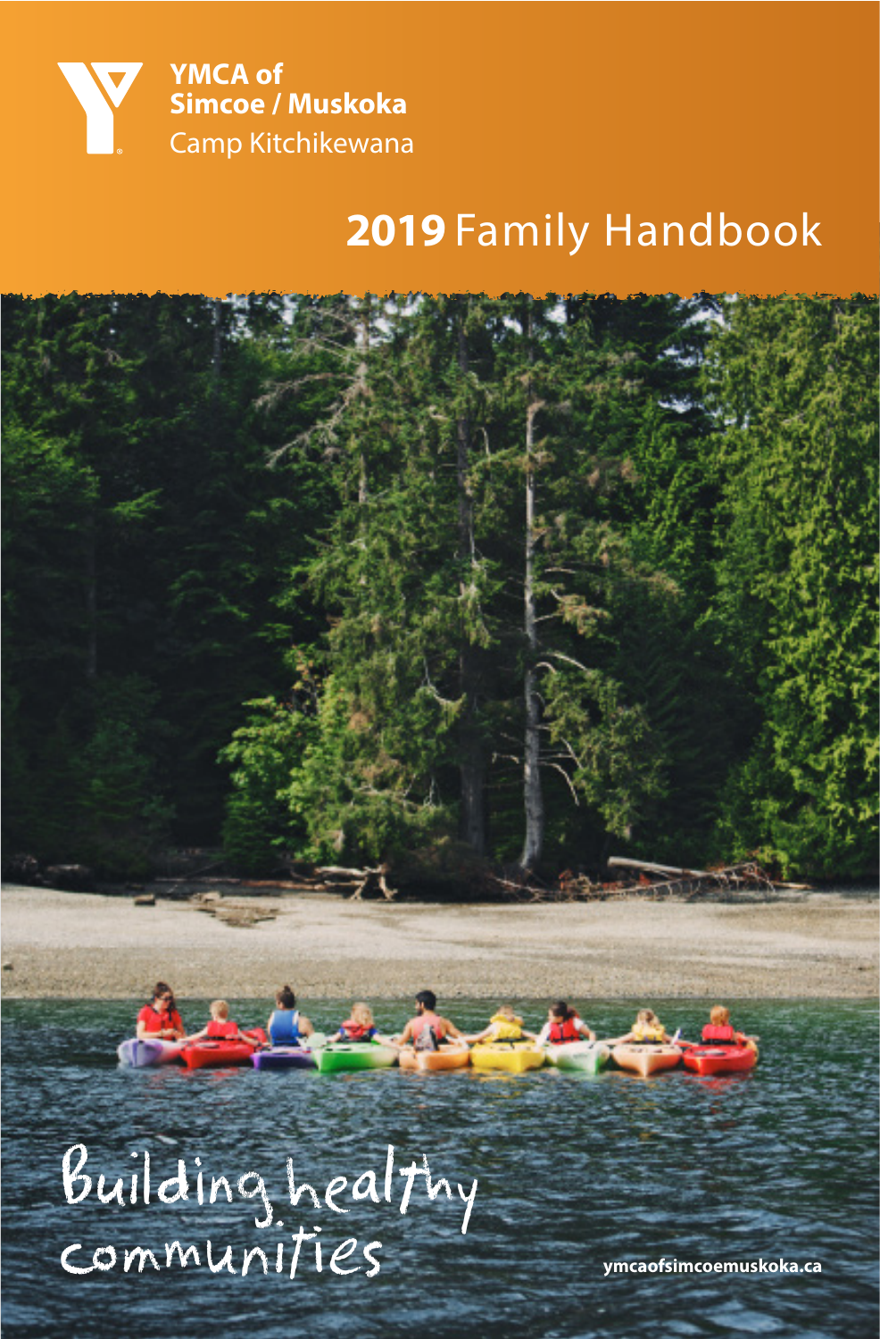YMCA of
Simcoe / Muskoka
Camp Kitchikewana

# 2019 Family Handbook

Building healthy communities

ymcaofsimcoemuskoka.ca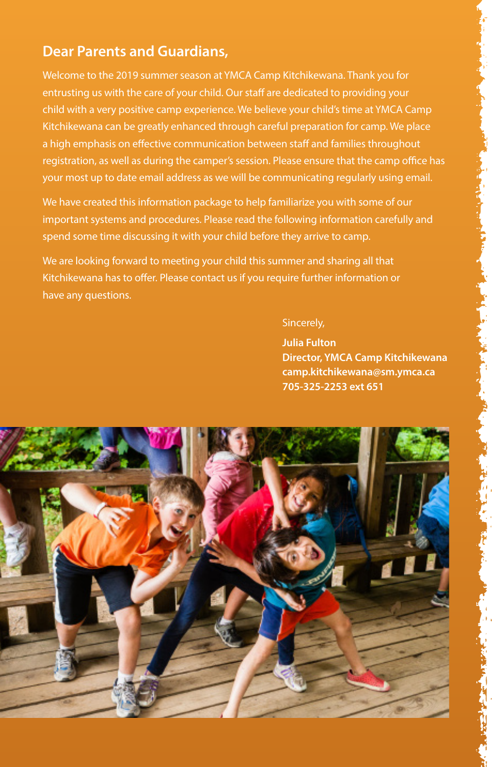## Dear Parents and Guardians,

Welcome to the 2019 summer season at YMCA Camp Kitchikewana. Thank you for entrusting us with the care of your child. Our staff are dedicated to providing your child with a very positive camp experience. We believe your child's time at YMCA Camp Kitchikewana can be greatly enhanced through careful preparation for camp. We place a high emphasis on effective communication between staff and families throughout registration, as well as during the camper's session. Please ensure that the camp office has your most up to date email address as we will be communicating regularly using email.

We have created this information package to help familiarize you with some of our important systems and procedures. Please read the following information carefully and spend some time discussing it with your child before they arrive to camp.

We are looking forward to meeting your child this summer and sharing all that Kitchikewana has to offer. Please contact us if you require further information or have any questions.

Sincerely,

**Julia Fulton**
**Director, YMCA Camp Kitchikewana**
**camp.kitchikewana@sm.ymca.ca**
**705-325-2253 ext 651**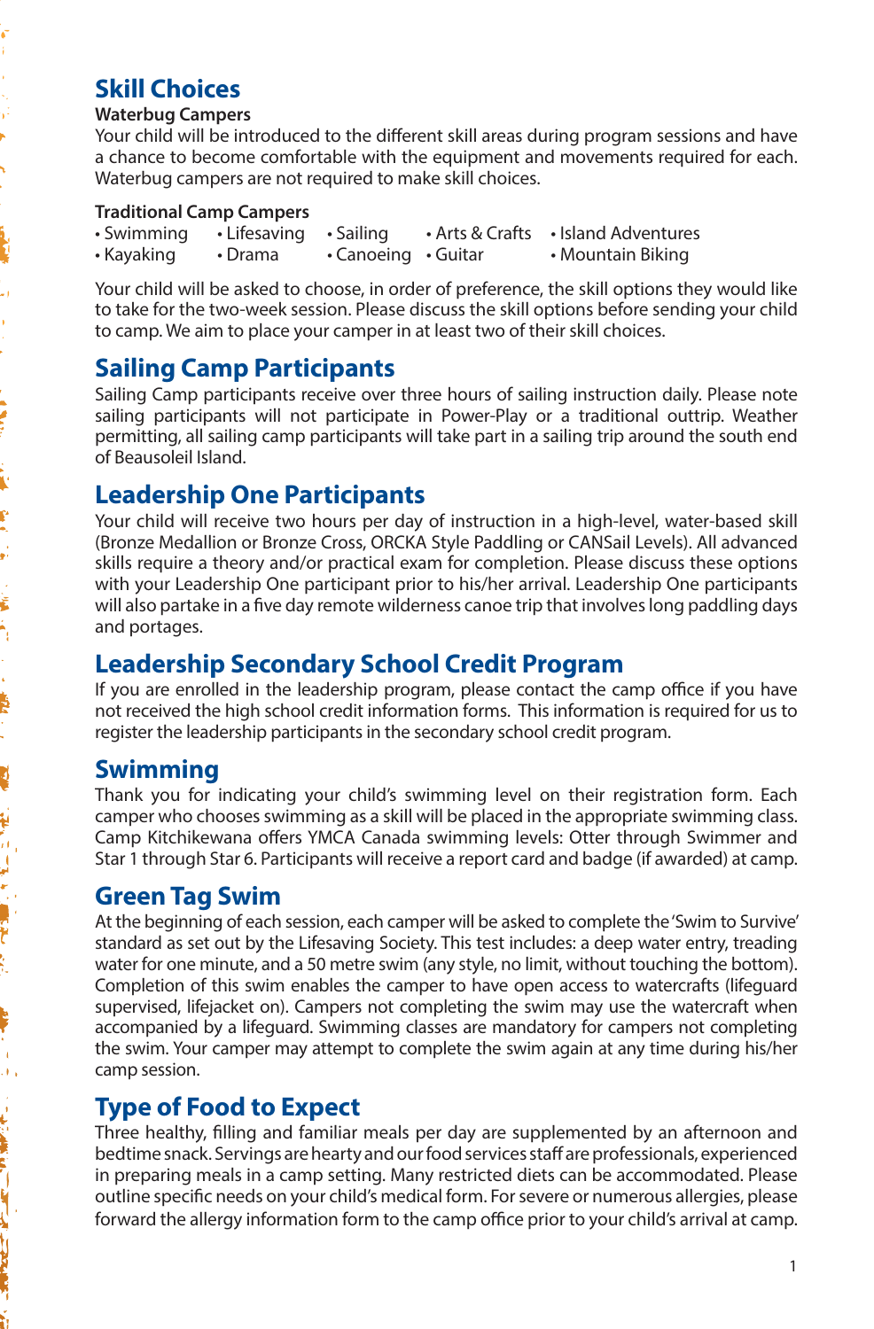## Skill Choices

**Waterbug Campers**

Your child will be introduced to the different skill areas during program sessions and have a chance to become comfortable with the equipment and movements required for each. Waterbug campers are not required to make skill choices.

**Traditional Camp Campers**

- Swimming
- Lifesaving
- Sailing
- Arts & Crafts
- Island Adventures
- Kayaking
- Drama
- Canoeing
- Guitar
- Mountain Biking

Your child will be asked to choose, in order of preference, the skill options they would like to take for the two-week session. Please discuss the skill options before sending your child to camp. We aim to place your camper in at least two of their skill choices.

## Sailing Camp Participants

Sailing Camp participants receive over three hours of sailing instruction daily. Please note sailing participants will not participate in Power-Play or a traditional outtrip. Weather permitting, all sailing camp participants will take part in a sailing trip around the south end of Beausoleil Island.

## Leadership One Participants

Your child will receive two hours per day of instruction in a high-level, water-based skill (Bronze Medallion or Bronze Cross, ORCKA Style Paddling or CANSail Levels). All advanced skills require a theory and/or practical exam for completion. Please discuss these options with your Leadership One participant prior to his/her arrival. Leadership One participants will also partake in a five day remote wilderness canoe trip that involves long paddling days and portages.

## Leadership Secondary School Credit Program

If you are enrolled in the leadership program, please contact the camp office if you have not received the high school credit information forms. This information is required for us to register the leadership participants in the secondary school credit program.

## Swimming

Thank you for indicating your child's swimming level on their registration form. Each camper who chooses swimming as a skill will be placed in the appropriate swimming class. Camp Kitchikewana offers YMCA Canada swimming levels: Otter through Swimmer and Star 1 through Star 6. Participants will receive a report card and badge (if awarded) at camp.

## Green Tag Swim

At the beginning of each session, each camper will be asked to complete the 'Swim to Survive' standard as set out by the Lifesaving Society. This test includes: a deep water entry, treading water for one minute, and a 50 metre swim (any style, no limit, without touching the bottom). Completion of this swim enables the camper to have open access to watercrafts (lifeguard supervised, lifejacket on). Campers not completing the swim may use the watercraft when accompanied by a lifeguard. Swimming classes are mandatory for campers not completing the swim. Your camper may attempt to complete the swim again at any time during his/her camp session.

## Type of Food to Expect

Three healthy, filling and familiar meals per day are supplemented by an afternoon and bedtime snack. Servings are hearty and our food services staff are professionals, experienced in preparing meals in a camp setting. Many restricted diets can be accommodated. Please outline specific needs on your child's medical form. For severe or numerous allergies, please forward the allergy information form to the camp office prior to your child's arrival at camp.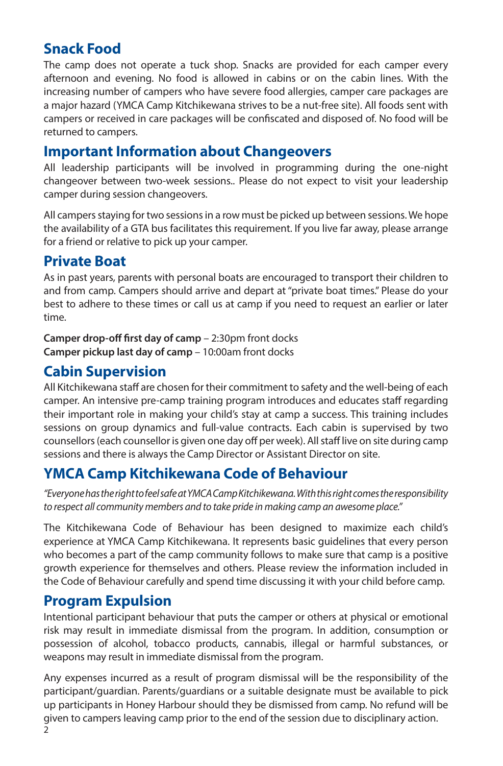## Snack Food

The camp does not operate a tuck shop. Snacks are provided for each camper every afternoon and evening. No food is allowed in cabins or on the cabin lines. With the increasing number of campers who have severe food allergies, camper care packages are a major hazard (YMCA Camp Kitchikewana strives to be a nut-free site). All foods sent with campers or received in care packages will be confiscated and disposed of. No food will be returned to campers.

## Important Information about Changeovers

All leadership participants will be involved in programming during the one-night changeover between two-week sessions.. Please do not expect to visit your leadership camper during session changeovers.

All campers staying for two sessions in a row must be picked up between sessions. We hope the availability of a GTA bus facilitates this requirement. If you live far away, please arrange for a friend or relative to pick up your camper.

## Private Boat

As in past years, parents with personal boats are encouraged to transport their children to and from camp. Campers should arrive and depart at "private boat times." Please do your best to adhere to these times or call us at camp if you need to request an earlier or later time.

**Camper drop-off first day of camp** – 2:30pm front docks
**Camper pickup last day of camp** – 10:00am front docks

## Cabin Supervision

All Kitchikewana staff are chosen for their commitment to safety and the well-being of each camper. An intensive pre-camp training program introduces and educates staff regarding their important role in making your child's stay at camp a success. This training includes sessions on group dynamics and full-value contracts. Each cabin is supervised by two counsellors (each counsellor is given one day off per week). All staff live on site during camp sessions and there is always the Camp Director or Assistant Director on site.

## YMCA Camp Kitchikewana Code of Behaviour

*"Everyone has the right to feel safe at YMCA Camp Kitchikewana. With this right comes the responsibility to respect all community members and to take pride in making camp an awesome place."*

The Kitchikewana Code of Behaviour has been designed to maximize each child's experience at YMCA Camp Kitchikewana. It represents basic guidelines that every person who becomes a part of the camp community follows to make sure that camp is a positive growth experience for themselves and others. Please review the information included in the Code of Behaviour carefully and spend time discussing it with your child before camp.

## Program Expulsion

Intentional participant behaviour that puts the camper or others at physical or emotional risk may result in immediate dismissal from the program. In addition, consumption or possession of alcohol, tobacco products, cannabis, illegal or harmful substances, or weapons may result in immediate dismissal from the program.

Any expenses incurred as a result of program dismissal will be the responsibility of the participant/guardian. Parents/guardians or a suitable designate must be available to pick up participants in Honey Harbour should they be dismissed from camp. No refund will be given to campers leaving camp prior to the end of the session due to disciplinary action.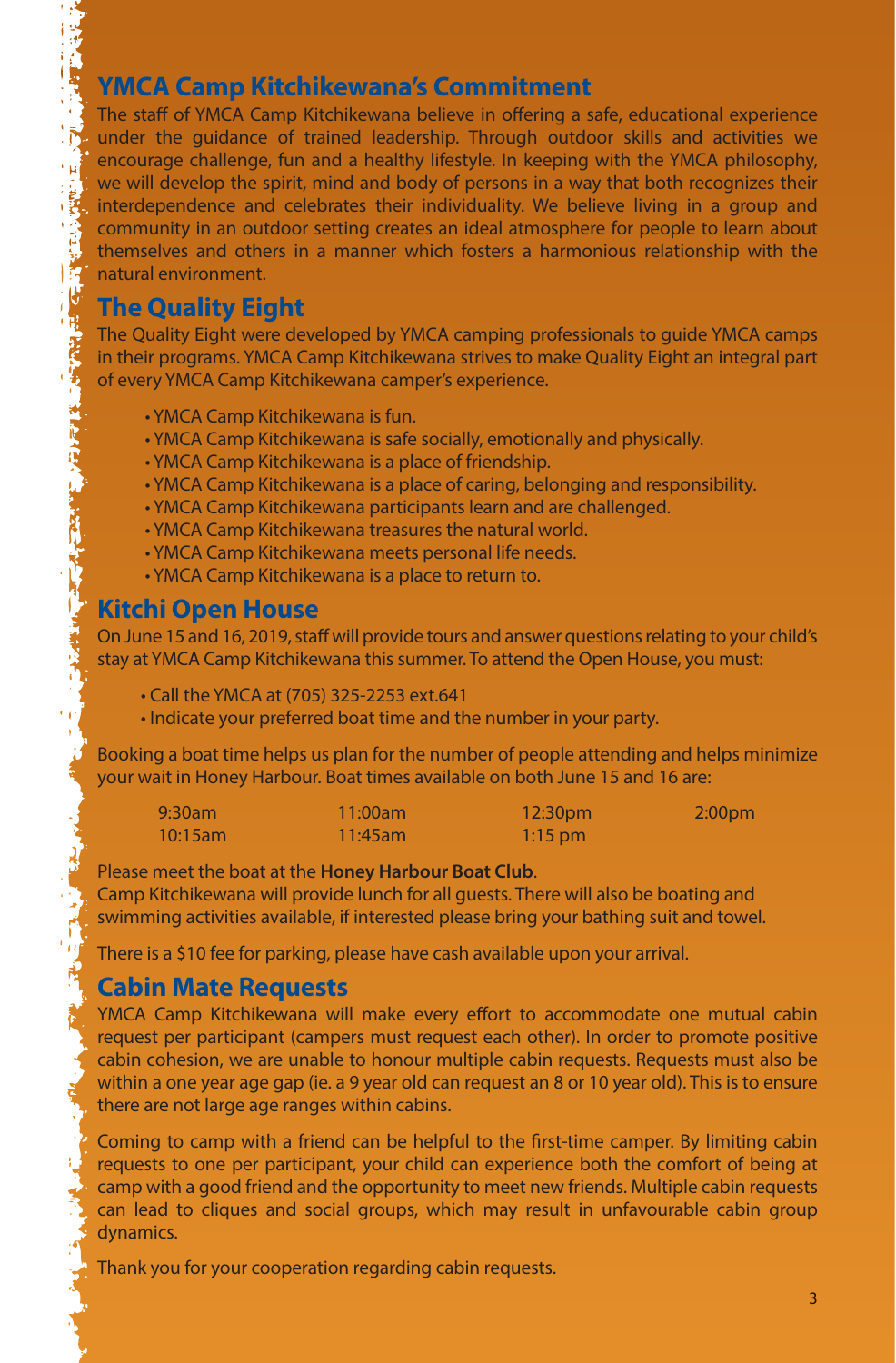## YMCA Camp Kitchikewana's Commitment

The staff of YMCA Camp Kitchikewana believe in offering a safe, educational experience under the guidance of trained leadership. Through outdoor skills and activities we encourage challenge, fun and a healthy lifestyle. In keeping with the YMCA philosophy, we will develop the spirit, mind and body of persons in a way that both recognizes their interdependence and celebrates their individuality. We believe living in a group and community in an outdoor setting creates an ideal atmosphere for people to learn about themselves and others in a manner which fosters a harmonious relationship with the natural environment.

## The Quality Eight

The Quality Eight were developed by YMCA camping professionals to guide YMCA camps in their programs. YMCA Camp Kitchikewana strives to make Quality Eight an integral part of every YMCA Camp Kitchikewana camper's experience.

- YMCA Camp Kitchikewana is fun.
- YMCA Camp Kitchikewana is safe socially, emotionally and physically.
- YMCA Camp Kitchikewana is a place of friendship.
- YMCA Camp Kitchikewana is a place of caring, belonging and responsibility.
- YMCA Camp Kitchikewana participants learn and are challenged.
- YMCA Camp Kitchikewana treasures the natural world.
- YMCA Camp Kitchikewana meets personal life needs.
- YMCA Camp Kitchikewana is a place to return to.

## Kitchi Open House

On June 15 and 16, 2019, staff will provide tours and answer questions relating to your child's stay at YMCA Camp Kitchikewana this summer. To attend the Open House, you must:

- Call the YMCA at (705) 325-2253 ext.641
- Indicate your preferred boat time and the number in your party.

Booking a boat time helps us plan for the number of people attending and helps minimize your wait in Honey Harbour. Boat times available on both June 15 and 16 are:

| | | | |
|---|---|---|---|
| 9:30am | 11:00am | 12:30pm | 2:00pm |
| 10:15am | 11:45am | 1:15 pm | |

Please meet the boat at the **Honey Harbour Boat Club**.
Camp Kitchikewana will provide lunch for all guests. There will also be boating and swimming activities available, if interested please bring your bathing suit and towel.

There is a $10 fee for parking, please have cash available upon your arrival.

## Cabin Mate Requests

YMCA Camp Kitchikewana will make every effort to accommodate one mutual cabin request per participant (campers must request each other). In order to promote positive cabin cohesion, we are unable to honour multiple cabin requests. Requests must also be within a one year age gap (ie. a 9 year old can request an 8 or 10 year old). This is to ensure there are not large age ranges within cabins.

Coming to camp with a friend can be helpful to the first-time camper. By limiting cabin requests to one per participant, your child can experience both the comfort of being at camp with a good friend and the opportunity to meet new friends. Multiple cabin requests can lead to cliques and social groups, which may result in unfavourable cabin group dynamics.

Thank you for your cooperation regarding cabin requests.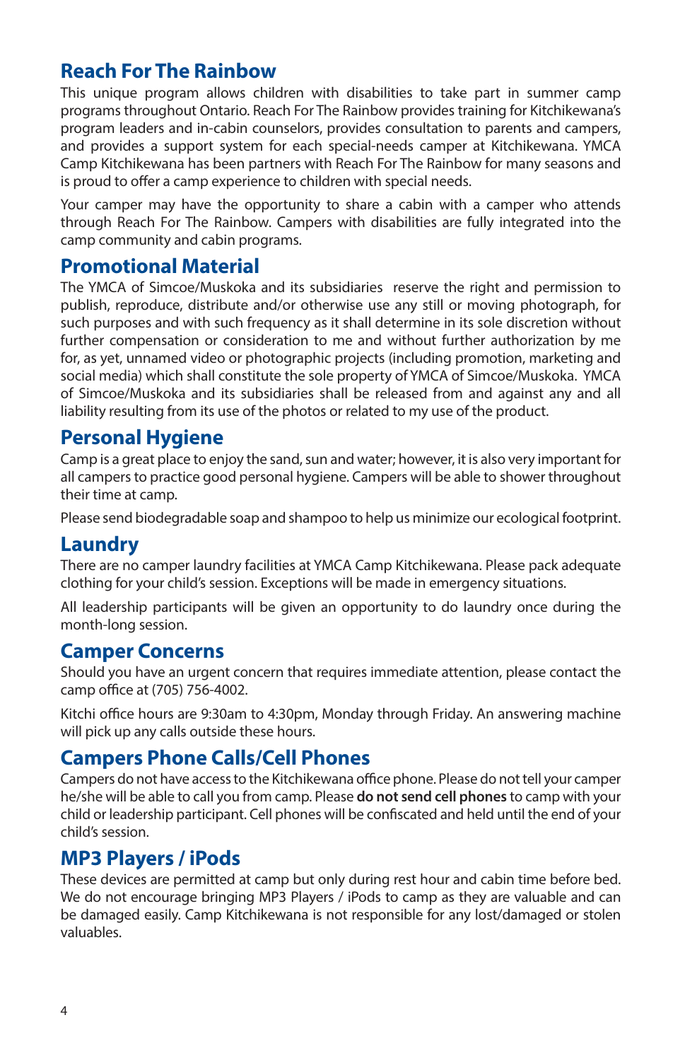## Reach For The Rainbow

This unique program allows children with disabilities to take part in summer camp programs throughout Ontario. Reach For The Rainbow provides training for Kitchikewana's program leaders and in-cabin counselors, provides consultation to parents and campers, and provides a support system for each special-needs camper at Kitchikewana. YMCA Camp Kitchikewana has been partners with Reach For The Rainbow for many seasons and is proud to offer a camp experience to children with special needs.

Your camper may have the opportunity to share a cabin with a camper who attends through Reach For The Rainbow. Campers with disabilities are fully integrated into the camp community and cabin programs.

## Promotional Material

The YMCA of Simcoe/Muskoka and its subsidiaries reserve the right and permission to publish, reproduce, distribute and/or otherwise use any still or moving photograph, for such purposes and with such frequency as it shall determine in its sole discretion without further compensation or consideration to me and without further authorization by me for, as yet, unnamed video or photographic projects (including promotion, marketing and social media) which shall constitute the sole property of YMCA of Simcoe/Muskoka. YMCA of Simcoe/Muskoka and its subsidiaries shall be released from and against any and all liability resulting from its use of the photos or related to my use of the product.

## Personal Hygiene

Camp is a great place to enjoy the sand, sun and water; however, it is also very important for all campers to practice good personal hygiene. Campers will be able to shower throughout their time at camp.

Please send biodegradable soap and shampoo to help us minimize our ecological footprint.

## Laundry

There are no camper laundry facilities at YMCA Camp Kitchikewana. Please pack adequate clothing for your child's session. Exceptions will be made in emergency situations.

All leadership participants will be given an opportunity to do laundry once during the month-long session.

## Camper Concerns

Should you have an urgent concern that requires immediate attention, please contact the camp office at (705) 756-4002.

Kitchi office hours are 9:30am to 4:30pm, Monday through Friday. An answering machine will pick up any calls outside these hours.

## Campers Phone Calls/Cell Phones

Campers do not have access to the Kitchikewana office phone. Please do not tell your camper he/she will be able to call you from camp. Please **do not send cell phones** to camp with your child or leadership participant. Cell phones will be confiscated and held until the end of your child's session.

## MP3 Players / iPods

These devices are permitted at camp but only during rest hour and cabin time before bed. We do not encourage bringing MP3 Players / iPods to camp as they are valuable and can be damaged easily. Camp Kitchikewana is not responsible for any lost/damaged or stolen valuables.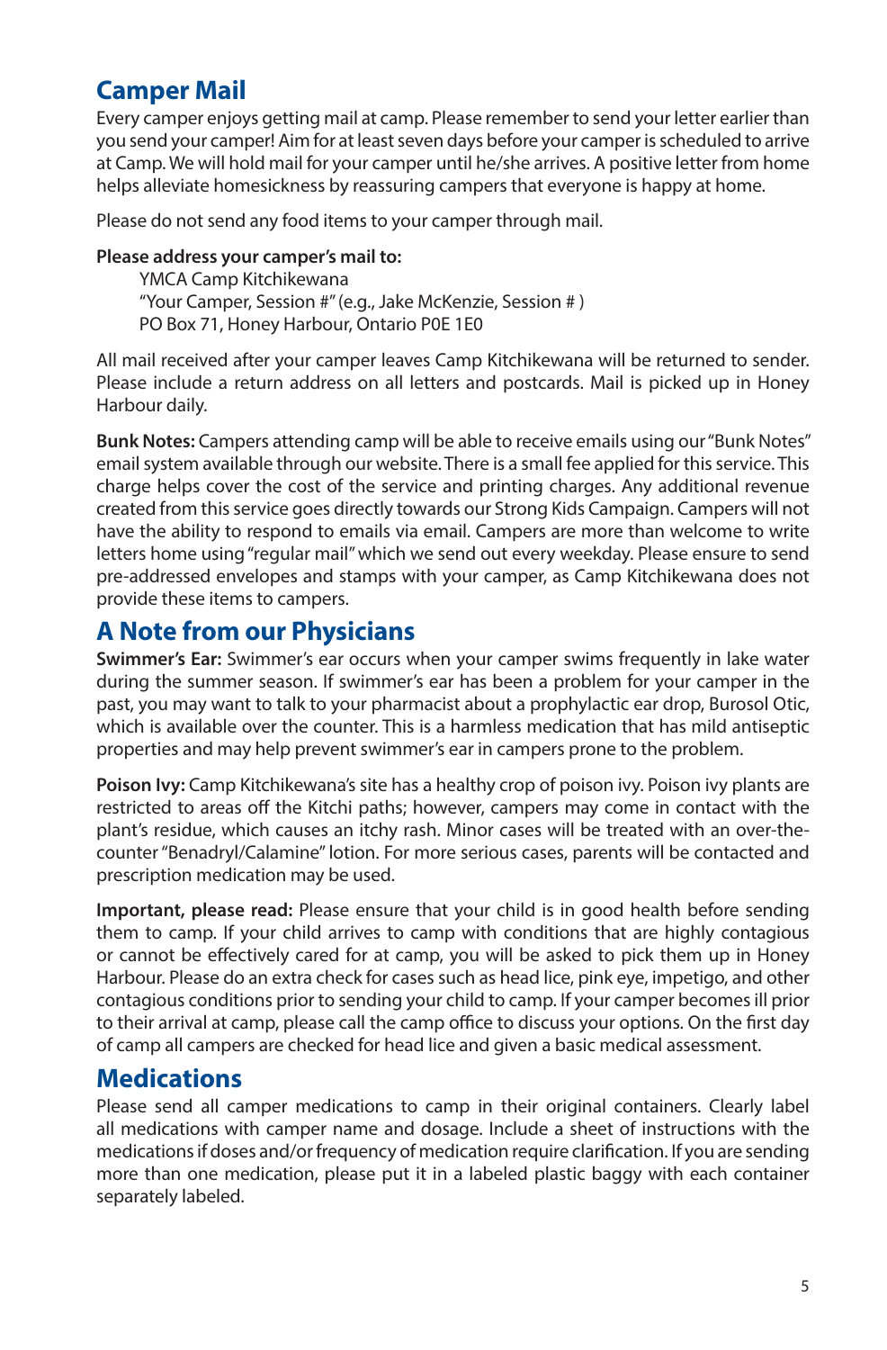## Camper Mail

Every camper enjoys getting mail at camp. Please remember to send your letter earlier than you send your camper! Aim for at least seven days before your camper is scheduled to arrive at Camp. We will hold mail for your camper until he/she arrives. A positive letter from home helps alleviate homesickness by reassuring campers that everyone is happy at home.

Please do not send any food items to your camper through mail.

**Please address your camper's mail to:**

YMCA Camp Kitchikewana
"Your Camper, Session #" (e.g., Jake McKenzie, Session # )
PO Box 71, Honey Harbour, Ontario P0E 1E0

All mail received after your camper leaves Camp Kitchikewana will be returned to sender. Please include a return address on all letters and postcards. Mail is picked up in Honey Harbour daily.

**Bunk Notes:** Campers attending camp will be able to receive emails using our "Bunk Notes" email system available through our website. There is a small fee applied for this service. This charge helps cover the cost of the service and printing charges. Any additional revenue created from this service goes directly towards our Strong Kids Campaign. Campers will not have the ability to respond to emails via email. Campers are more than welcome to write letters home using "regular mail" which we send out every weekday. Please ensure to send pre-addressed envelopes and stamps with your camper, as Camp Kitchikewana does not provide these items to campers.

## A Note from our Physicians

**Swimmer's Ear:** Swimmer's ear occurs when your camper swims frequently in lake water during the summer season. If swimmer's ear has been a problem for your camper in the past, you may want to talk to your pharmacist about a prophylactic ear drop, Burosol Otic, which is available over the counter. This is a harmless medication that has mild antiseptic properties and may help prevent swimmer's ear in campers prone to the problem.

**Poison Ivy:** Camp Kitchikewana's site has a healthy crop of poison ivy. Poison ivy plants are restricted to areas off the Kitchi paths; however, campers may come in contact with the plant's residue, which causes an itchy rash. Minor cases will be treated with an over-the-counter "Benadryl/Calamine" lotion. For more serious cases, parents will be contacted and prescription medication may be used.

**Important, please read:** Please ensure that your child is in good health before sending them to camp. If your child arrives to camp with conditions that are highly contagious or cannot be effectively cared for at camp, you will be asked to pick them up in Honey Harbour. Please do an extra check for cases such as head lice, pink eye, impetigo, and other contagious conditions prior to sending your child to camp. If your camper becomes ill prior to their arrival at camp, please call the camp office to discuss your options. On the first day of camp all campers are checked for head lice and given a basic medical assessment.

## Medications

Please send all camper medications to camp in their original containers. Clearly label all medications with camper name and dosage. Include a sheet of instructions with the medications if doses and/or frequency of medication require clarification. If you are sending more than one medication, please put it in a labeled plastic baggy with each container separately labeled.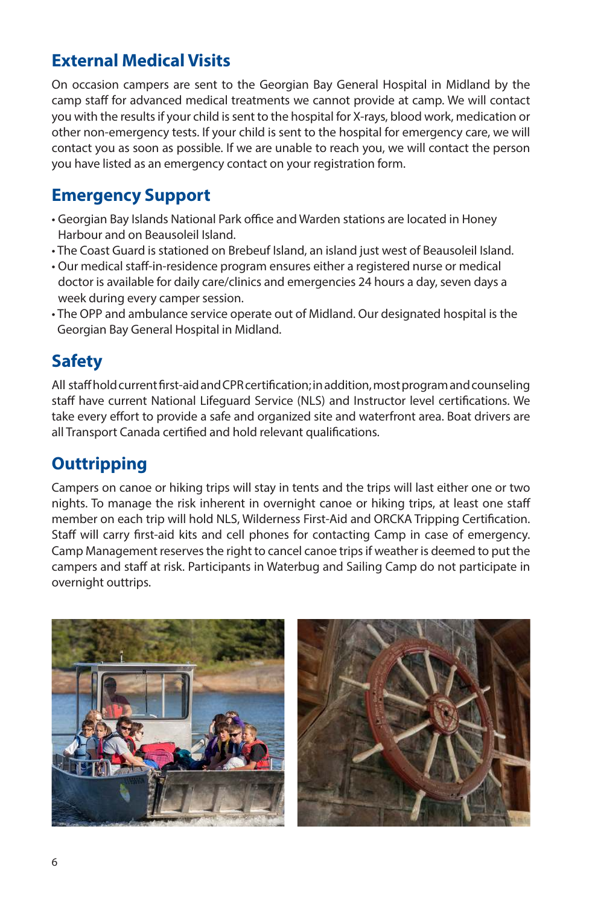## External Medical Visits

On occasion campers are sent to the Georgian Bay General Hospital in Midland by the camp staff for advanced medical treatments we cannot provide at camp. We will contact you with the results if your child is sent to the hospital for X-rays, blood work, medication or other non-emergency tests. If your child is sent to the hospital for emergency care, we will contact you as soon as possible. If we are unable to reach you, we will contact the person you have listed as an emergency contact on your registration form.

## Emergency Support

- Georgian Bay Islands National Park office and Warden stations are located in Honey Harbour and on Beausoleil Island.
- The Coast Guard is stationed on Brebeuf Island, an island just west of Beausoleil Island.
- Our medical staff-in-residence program ensures either a registered nurse or medical doctor is available for daily care/clinics and emergencies 24 hours a day, seven days a week during every camper session.
- The OPP and ambulance service operate out of Midland. Our designated hospital is the Georgian Bay General Hospital in Midland.

## Safety

All staff hold current first-aid and CPR certification; in addition, most program and counseling staff have current National Lifeguard Service (NLS) and Instructor level certifications. We take every effort to provide a safe and organized site and waterfront area. Boat drivers are all Transport Canada certified and hold relevant qualifications.

## Outtripping

Campers on canoe or hiking trips will stay in tents and the trips will last either one or two nights. To manage the risk inherent in overnight canoe or hiking trips, at least one staff member on each trip will hold NLS, Wilderness First-Aid and ORCKA Tripping Certification. Staff will carry first-aid kits and cell phones for contacting Camp in case of emergency. Camp Management reserves the right to cancel canoe trips if weather is deemed to put the campers and staff at risk. Participants in Waterbug and Sailing Camp do not participate in overnight outtrips.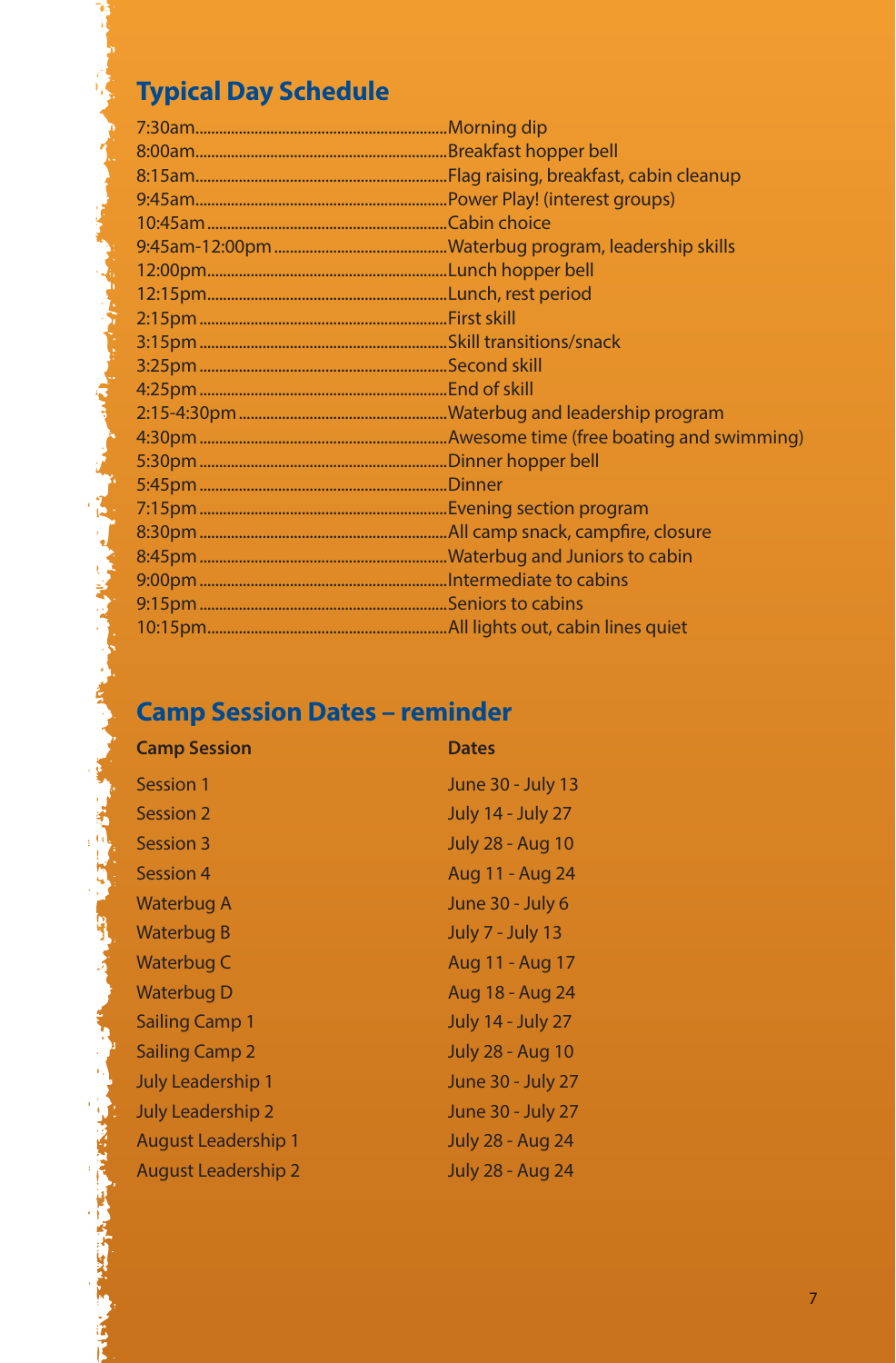## Typical Day Schedule

| Time | Activity |
|---|---|
| 7:30am | Morning dip |
| 8:00am | Breakfast hopper bell |
| 8:15am | Flag raising, breakfast, cabin cleanup |
| 9:45am | Power Play! (interest groups) |
| 10:45am | Cabin choice |
| 9:45am-12:00pm | Waterbug program, leadership skills |
| 12:00pm | Lunch hopper bell |
| 12:15pm | Lunch, rest period |
| 2:15pm | First skill |
| 3:15pm | Skill transitions/snack |
| 3:25pm | Second skill |
| 4:25pm | End of skill |
| 2:15-4:30pm | Waterbug and leadership program |
| 4:30pm | Awesome time (free boating and swimming) |
| 5:30pm | Dinner hopper bell |
| 5:45pm | Dinner |
| 7:15pm | Evening section program |
| 8:30pm | All camp snack, campfire, closure |
| 8:45pm | Waterbug and Juniors to cabin |
| 9:00pm | Intermediate to cabins |
| 9:15pm | Seniors to cabins |
| 10:15pm | All lights out, cabin lines quiet |

## Camp Session Dates – reminder

| Camp Session | Dates |
|---|---|
| Session 1 | June 30 - July 13 |
| Session 2 | July 14 - July 27 |
| Session 3 | July 28 - Aug 10 |
| Session 4 | Aug 11 - Aug 24 |
| Waterbug A | June 30 - July 6 |
| Waterbug B | July 7 - July 13 |
| Waterbug C | Aug 11 - Aug 17 |
| Waterbug D | Aug 18 - Aug 24 |
| Sailing Camp 1 | July 14 - July 27 |
| Sailing Camp 2 | July 28 - Aug 10 |
| July Leadership 1 | June 30 - July 27 |
| July Leadership 2 | June 30 - July 27 |
| August Leadership 1 | July 28 - Aug 24 |
| August Leadership 2 | July 28 - Aug 24 |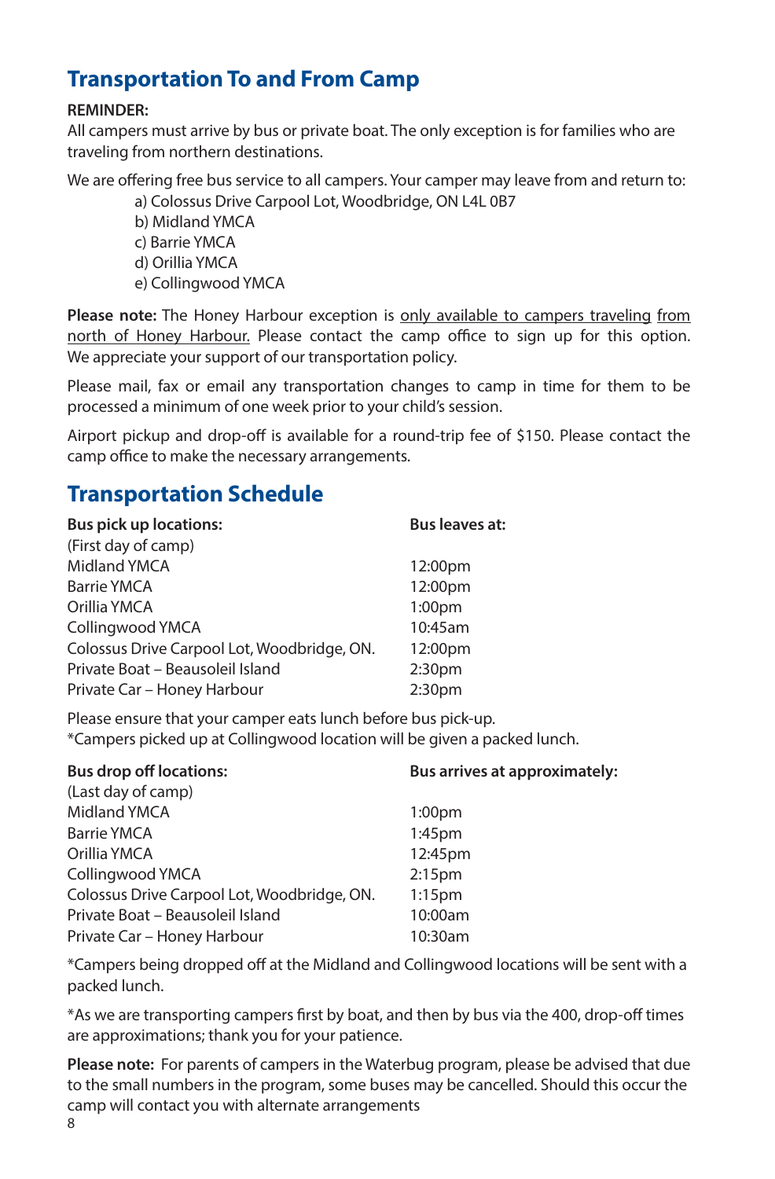## Transportation To and From Camp

**REMINDER:**
All campers must arrive by bus or private boat. The only exception is for families who are traveling from northern destinations.

We are offering free bus service to all campers. Your camper may leave from and return to:

a) Colossus Drive Carpool Lot, Woodbridge, ON L4L 0B7
b) Midland YMCA
c) Barrie YMCA
d) Orillia YMCA
e) Collingwood YMCA

**Please note:** The Honey Harbour exception is <u>only available to campers traveling from north of Honey Harbour.</u> Please contact the camp office to sign up for this option. We appreciate your support of our transportation policy.

Please mail, fax or email any transportation changes to camp in time for them to be processed a minimum of one week prior to your child's session.

Airport pickup and drop-off is available for a round-trip fee of $150. Please contact the camp office to make the necessary arrangements.

## Transportation Schedule

| **Bus pick up locations:** (First day of camp) | **Bus leaves at:** |
|---|---|
| Midland YMCA | 12:00pm |
| Barrie YMCA | 12:00pm |
| Orillia YMCA | 1:00pm |
| Collingwood YMCA | 10:45am |
| Colossus Drive Carpool Lot, Woodbridge, ON. | 12:00pm |
| Private Boat – Beausoleil Island | 2:30pm |
| Private Car – Honey Harbour | 2:30pm |

Please ensure that your camper eats lunch before bus pick-up.
*Campers picked up at Collingwood location will be given a packed lunch.

| **Bus drop off locations:** (Last day of camp) | **Bus arrives at approximately:** |
|---|---|
| Midland YMCA | 1:00pm |
| Barrie YMCA | 1:45pm |
| Orillia YMCA | 12:45pm |
| Collingwood YMCA | 2:15pm |
| Colossus Drive Carpool Lot, Woodbridge, ON. | 1:15pm |
| Private Boat – Beausoleil Island | 10:00am |
| Private Car – Honey Harbour | 10:30am |

*Campers being dropped off at the Midland and Collingwood locations will be sent with a packed lunch.

*As we are transporting campers first by boat, and then by bus via the 400, drop-off times are approximations; thank you for your patience.

**Please note:** For parents of campers in the Waterbug program, please be advised that due to the small numbers in the program, some buses may be cancelled. Should this occur the camp will contact you with alternate arrangements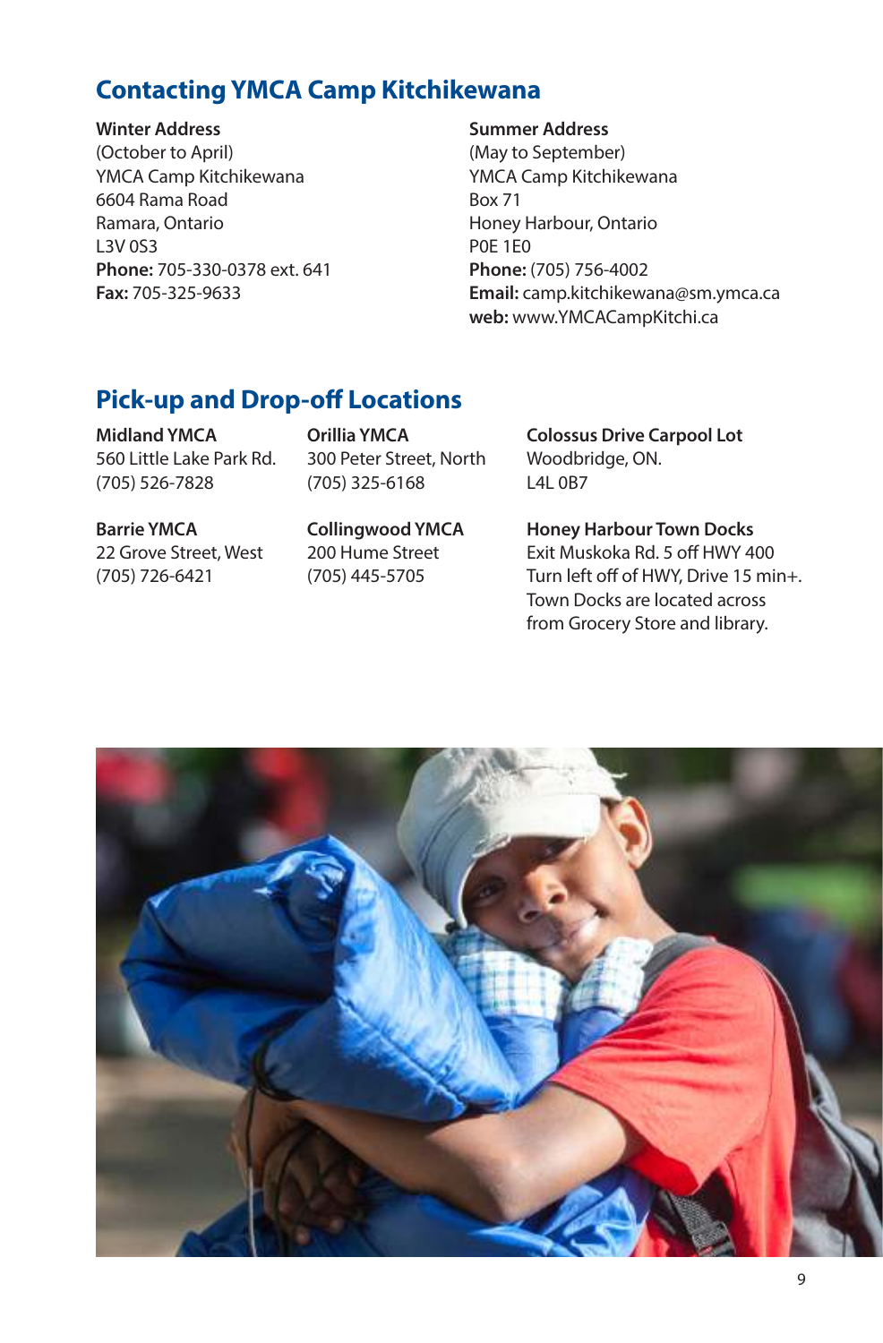## Contacting YMCA Camp Kitchikewana

**Winter Address**
(October to April)
YMCA Camp Kitchikewana
6604 Rama Road
Ramara, Ontario
L3V 0S3
**Phone:** 705-330-0378 ext. 641
**Fax:** 705-325-9633

**Summer Address**
(May to September)
YMCA Camp Kitchikewana
Box 71
Honey Harbour, Ontario
P0E 1E0
**Phone:** (705) 756-4002
**Email:** camp.kitchikewana@sm.ymca.ca
**web:** www.YMCACampKitchi.ca

## Pick-up and Drop-off Locations

**Midland YMCA**
560 Little Lake Park Rd.
(705) 526-7828

**Barrie YMCA**
22 Grove Street, West
(705) 726-6421

**Orillia YMCA**
300 Peter Street, North
(705) 325-6168

**Collingwood YMCA**
200 Hume Street
(705) 445-5705

**Colossus Drive Carpool Lot**
Woodbridge, ON.
L4L 0B7

**Honey Harbour Town Docks**
Exit Muskoka Rd. 5 off HWY 400
Turn left off of HWY, Drive 15 min+.
Town Docks are located across
from Grocery Store and library.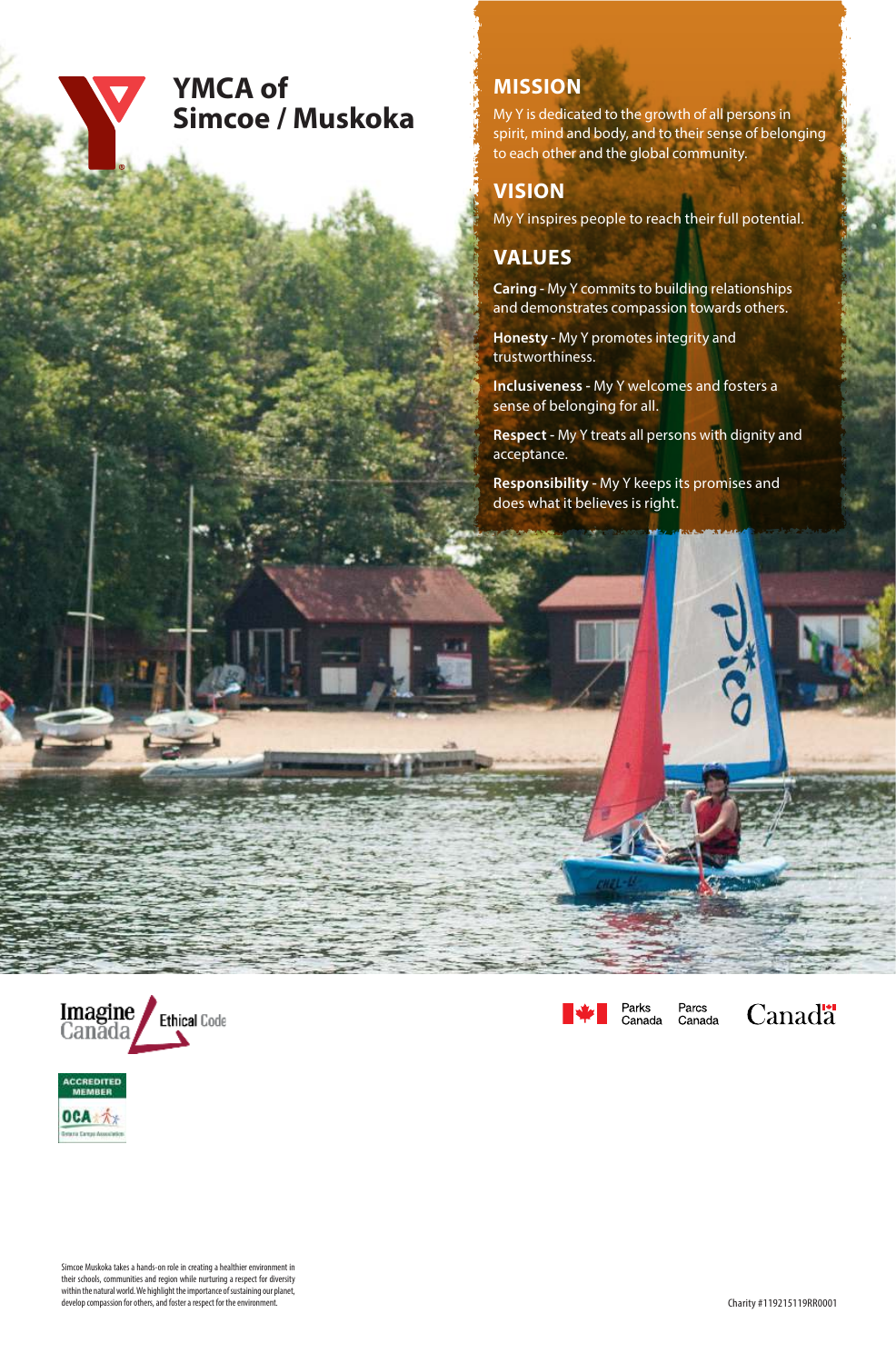# YMCA of Simcoe / Muskoka

## MISSION

My Y is dedicated to the growth of all persons in spirit, mind and body, and to their sense of belonging to each other and the global community.

## VISION

My Y inspires people to reach their full potential.

## VALUES

**Caring** - My Y commits to building relationships and demonstrates compassion towards others.

**Honesty** - My Y promotes integrity and trustworthiness.

**Inclusiveness** - My Y welcomes and fosters a sense of belonging for all.

**Respect** - My Y treats all persons with dignity and acceptance.

**Responsibility** - My Y keeps its promises and does what it believes is right.

Imagine Canada Ethical Code

Parks Canada Parcs Canada

Canada

ACCREDITED MEMBER OCA Ontario Camps Association

Simcoe Muskoka takes a hands-on role in creating a healthier environment in their schools, communities and region while nurturing a respect for diversity within the natural world. We highlight the importance of sustaining our planet, develop compassion for others, and foster a respect for the environment.

Charity #119215119RR0001